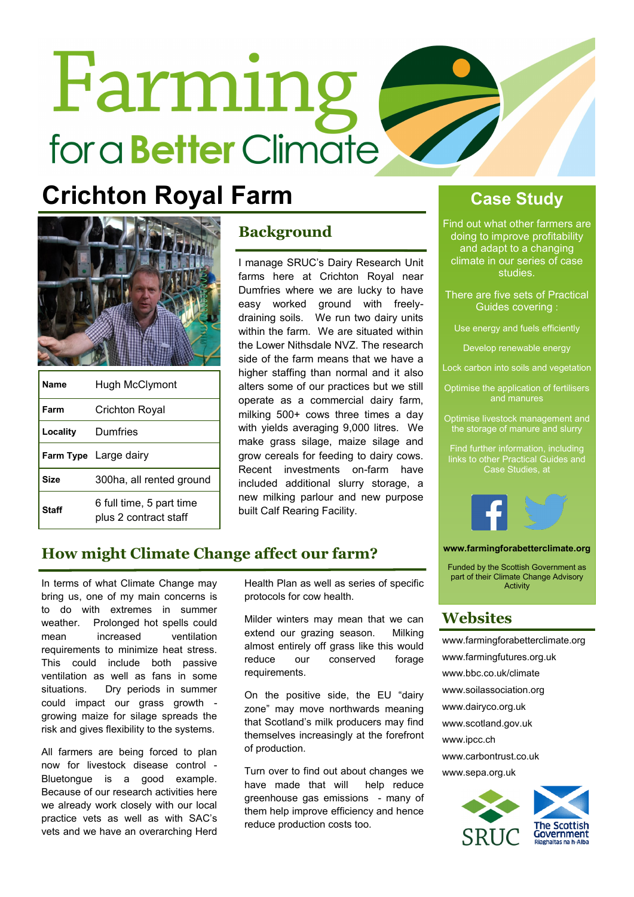# Farming for a Better Climate

# Crichton Royal Farm

| Name | Hugh McClymont |
| --- | --- |
| Farm | Crichton Royal |
| Locality | Dumfries |
| Farm Type | Large dairy |
| Size | 300ha, all rented ground |
| Staff | 6 full time, 5 part time plus 2 contract staff |

## Background

I manage SRUC's Dairy Research Unit farms here at Crichton Royal near Dumfries where we are lucky to have easy worked ground with freely-draining soils. We run two dairy units within the farm. We are situated within the Lower Nithsdale NVZ. The research side of the farm means that we have a higher staffing than normal and it also alters some of our practices but we still operate as a commercial dairy farm, milking 500+ cows three times a day with yields averaging 9,000 litres. We make grass silage, maize silage and grow cereals for feeding to dairy cows. Recent investments on-farm have included additional slurry storage, a new milking parlour and new purpose built Calf Rearing Facility.

## How might Climate Change affect our farm?

In terms of what Climate Change may bring us, one of my main concerns is to do with extremes in summer weather. Prolonged hot spells could mean increased ventilation requirements to minimize heat stress. This could include both passive ventilation as well as fans in some situations. Dry periods in summer could impact our grass growth - growing maize for silage spreads the risk and gives flexibility to the systems.

All farmers are being forced to plan now for livestock disease control - Bluetongue is a good example. Because of our research activities here we already work closely with our local practice vets as well as with SAC's vets and we have an overarching Herd Health Plan as well as series of specific protocols for cow health.

Milder winters may mean that we can extend our grazing season. Milking almost entirely off grass like this would reduce our conserved forage requirements.

On the positive side, the EU "dairy zone" may move northwards meaning that Scotland's milk producers may find themselves increasingly at the forefront of production.

Turn over to find out about changes we have made that will help reduce greenhouse gas emissions - many of them help improve efficiency and hence reduce production costs too.

## Case Study

Find out what other farmers are doing to improve profitability and adapt to a changing climate in our series of case studies.

There are five sets of Practical Guides covering :

- Use energy and fuels efficiently
- Develop renewable energy
- Lock carbon into soils and vegetation
- Optimise the application of fertilisers and manures
- Optimise livestock management and the storage of manure and slurry

Find further information, including links to other Practical Guides and Case Studies, at

**www.farmingforabetterclimate.org**

Funded by the Scottish Government as part of their Climate Change Advisory Activity

## Websites

- www.farmingforabetterclimate.org
- www.farmingfutures.org.uk
- www.bbc.co.uk/climate
- www.soilassociation.org
- www.dairyco.org.uk
- www.scotland.gov.uk
- www.ipcc.ch
- www.carbontrust.co.uk
- www.sepa.org.uk

SRUC — The Scottish Government / Riaghaltas na h-Alba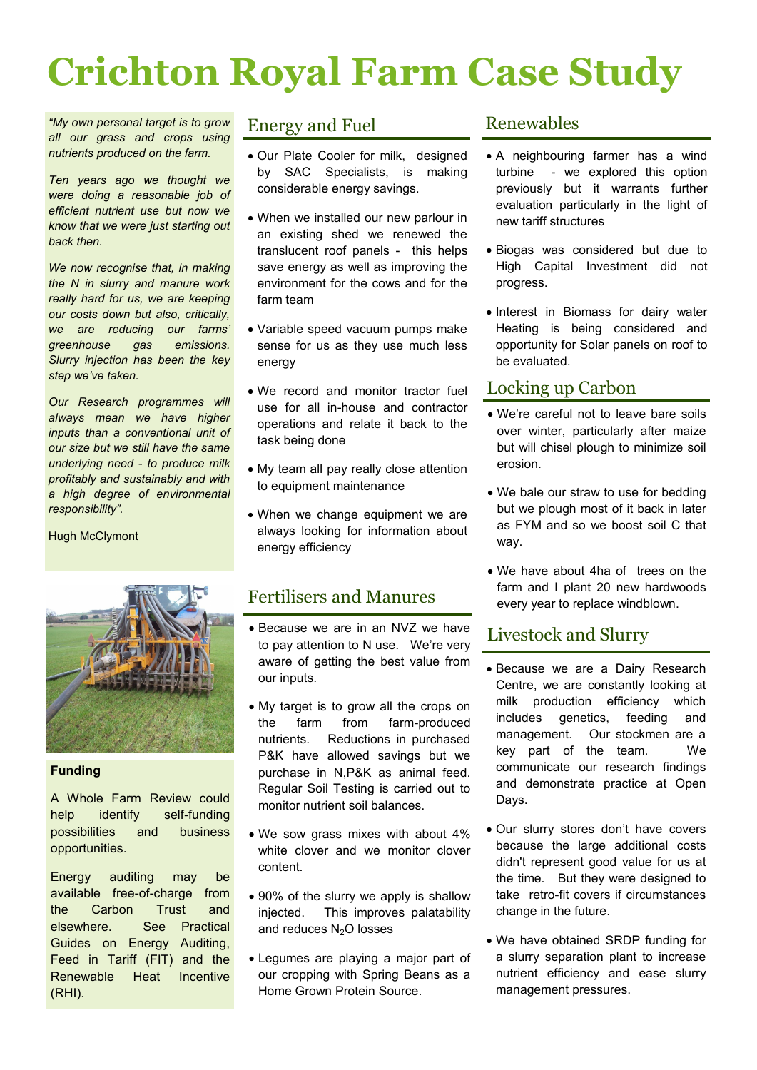# Crichton Royal Farm Case Study

*"My own personal target is to grow all our grass and crops using nutrients produced on the farm.*

*Ten years ago we thought we were doing a reasonable job of efficient nutrient use but now we know that we were just starting out back then.*

*We now recognise that, in making the N in slurry and manure work really hard for us, we are keeping our costs down but also, critically, we are reducing our farms' greenhouse gas emissions. Slurry injection has been the key step we've taken.*

*Our Research programmes will always mean we have higher inputs than a conventional unit of our size but we still have the same underlying need - to produce milk profitably and sustainably and with a high degree of environmental responsibility".*

Hugh McClymont

**Funding**

A Whole Farm Review could help identify self-funding possibilities and business opportunities.

Energy auditing may be available free-of-charge from the Carbon Trust and elsewhere. See Practical Guides on Energy Auditing, Feed in Tariff (FIT) and the Renewable Heat Incentive (RHI).

## Energy and Fuel

- Our Plate Cooler for milk, designed by SAC Specialists, is making considerable energy savings.
- When we installed our new parlour in an existing shed we renewed the translucent roof panels - this helps save energy as well as improving the environment for the cows and for the farm team
- Variable speed vacuum pumps make sense for us as they use much less energy
- We record and monitor tractor fuel use for all in-house and contractor operations and relate it back to the task being done
- My team all pay really close attention to equipment maintenance
- When we change equipment we are always looking for information about energy efficiency

## Fertilisers and Manures

- Because we are in an NVZ we have to pay attention to N use. We're very aware of getting the best value from our inputs.
- My target is to grow all the crops on the farm from farm-produced nutrients. Reductions in purchased P&K have allowed savings but we purchase in N,P&K as animal feed. Regular Soil Testing is carried out to monitor nutrient soil balances.
- We sow grass mixes with about 4% white clover and we monitor clover content.
- 90% of the slurry we apply is shallow injected. This improves palatability and reduces $N_2O$ losses
- Legumes are playing a major part of our cropping with Spring Beans as a Home Grown Protein Source.

## Renewables

- A neighbouring farmer has a wind turbine - we explored this option previously but it warrants further evaluation particularly in the light of new tariff structures
- Biogas was considered but due to High Capital Investment did not progress.
- Interest in Biomass for dairy water Heating is being considered and opportunity for Solar panels on roof to be evaluated.

## Locking up Carbon

- We're careful not to leave bare soils over winter, particularly after maize but will chisel plough to minimize soil erosion.
- We bale our straw to use for bedding but we plough most of it back in later as FYM and so we boost soil C that way.
- We have about 4ha of trees on the farm and I plant 20 new hardwoods every year to replace windblown.

## Livestock and Slurry

- Because we are a Dairy Research Centre, we are constantly looking at milk production efficiency which includes genetics, feeding and management. Our stockmen are a key part of the team. We communicate our research findings and demonstrate practice at Open Days.
- Our slurry stores don't have covers because the large additional costs didn't represent good value for us at the time. But they were designed to take retro-fit covers if circumstances change in the future.
- We have obtained SRDP funding for a slurry separation plant to increase nutrient efficiency and ease slurry management pressures.